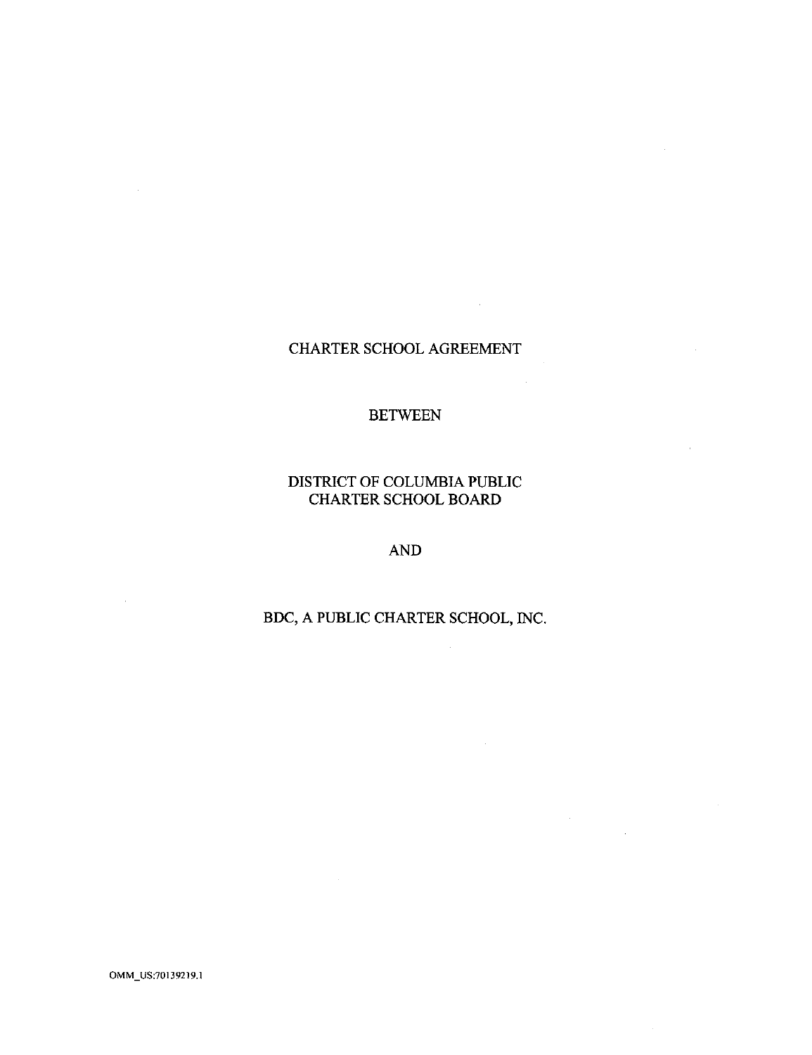# CHARTER SCHOOL AGREEMENT

BETWEEN

DISTRICT OF COLUMBIA PUBLIC CHARTER SCHOOL BOARD

AND

BDC, A PUBLIC CHARTER SCHOOL, INC.

OMM_US:70139219.1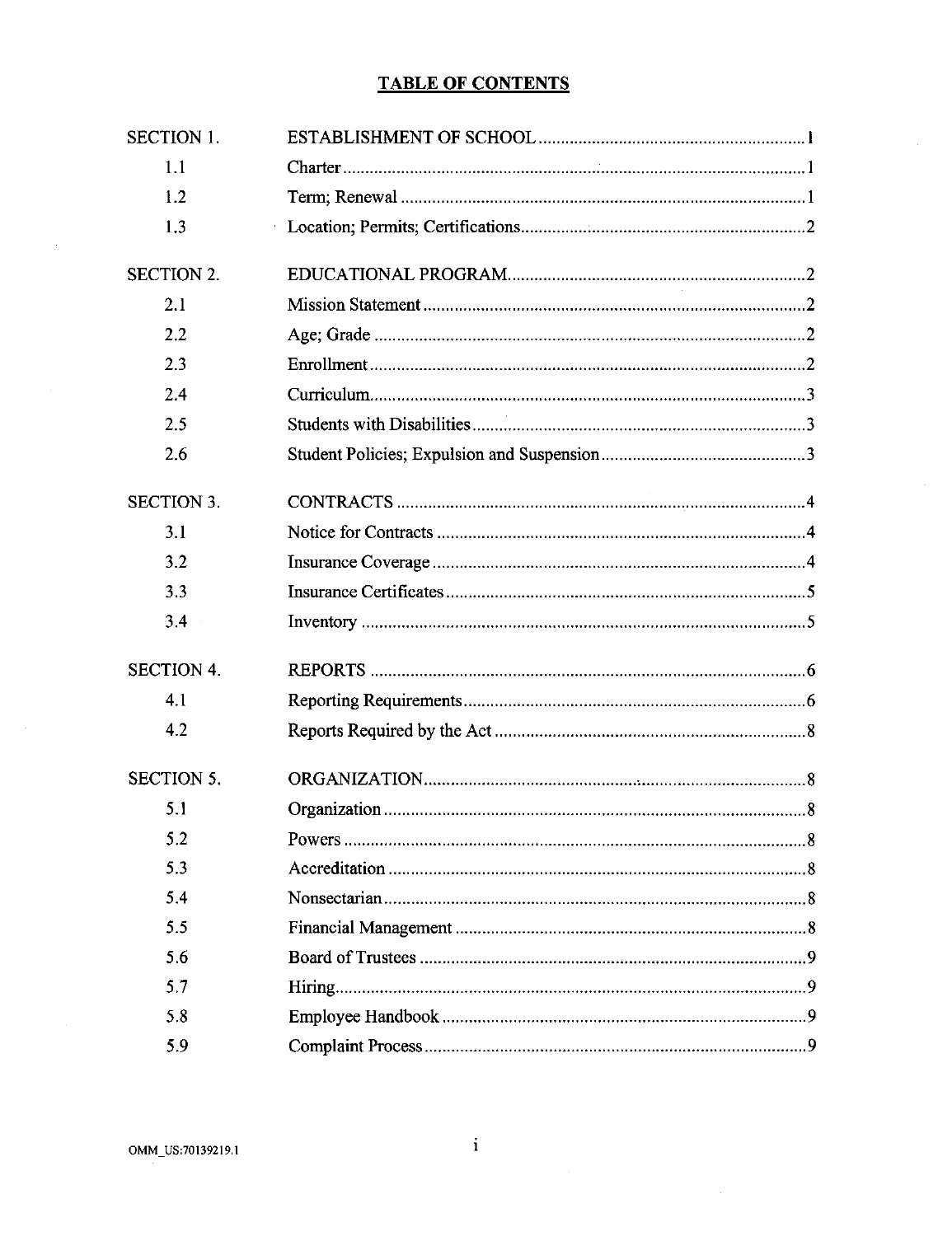# TABLE OF CONTENTS

| | | |
|---|---|---|
| SECTION 1. | ESTABLISHMENT OF SCHOOL | 1 |
| 1.1 | Charter | 1 |
| 1.2 | Term; Renewal | 1 |
| 1.3 | Location; Permits; Certifications | 2 |
| SECTION 2. | EDUCATIONAL PROGRAM | 2 |
| 2.1 | Mission Statement | 2 |
| 2.2 | Age; Grade | 2 |
| 2.3 | Enrollment | 2 |
| 2.4 | Curriculum | 3 |
| 2.5 | Students with Disabilities | 3 |
| 2.6 | Student Policies; Expulsion and Suspension | 3 |
| SECTION 3. | CONTRACTS | 4 |
| 3.1 | Notice for Contracts | 4 |
| 3.2 | Insurance Coverage | 4 |
| 3.3 | Insurance Certificates | 5 |
| 3.4 | Inventory | 5 |
| SECTION 4. | REPORTS | 6 |
| 4.1 | Reporting Requirements | 6 |
| 4.2 | Reports Required by the Act | 8 |
| SECTION 5. | ORGANIZATION | 8 |
| 5.1 | Organization | 8 |
| 5.2 | Powers | 8 |
| 5.3 | Accreditation | 8 |
| 5.4 | Nonsectarian | 8 |
| 5.5 | Financial Management | 8 |
| 5.6 | Board of Trustees | 9 |
| 5.7 | Hiring | 9 |
| 5.8 | Employee Handbook | 9 |
| 5.9 | Complaint Process | 9 |

OMM_US:70139219.1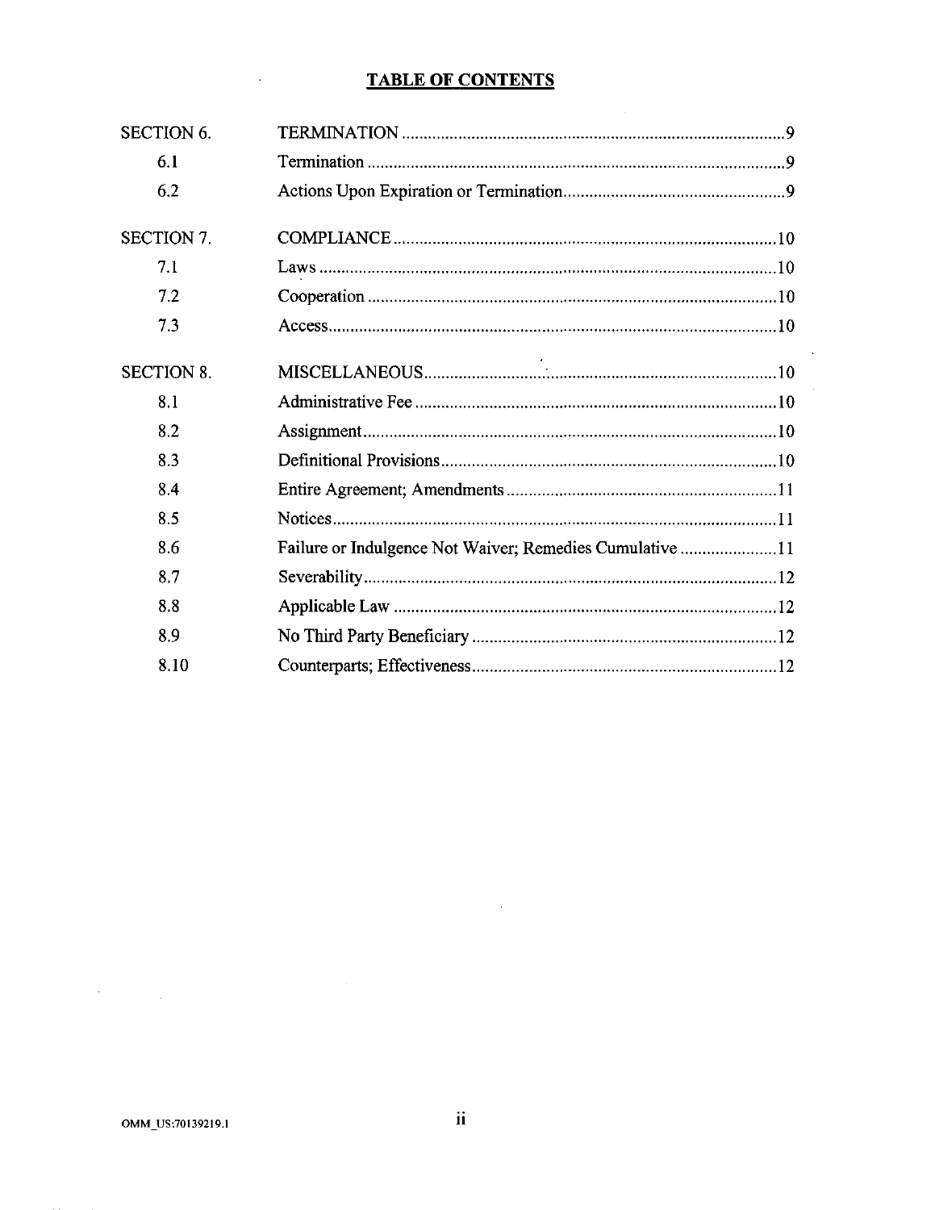# TABLE OF CONTENTS

| | | |
|---|---|---|
| SECTION 6. | TERMINATION | 9 |
| 6.1 | Termination | 9 |
| 6.2 | Actions Upon Expiration or Termination | 9 |
| SECTION 7. | COMPLIANCE | 10 |
| 7.1 | Laws | 10 |
| 7.2 | Cooperation | 10 |
| 7.3 | Access | 10 |
| SECTION 8. | MISCELLANEOUS | 10 |
| 8.1 | Administrative Fee | 10 |
| 8.2 | Assignment | 10 |
| 8.3 | Definitional Provisions | 10 |
| 8.4 | Entire Agreement; Amendments | 11 |
| 8.5 | Notices | 11 |
| 8.6 | Failure or Indulgence Not Waiver; Remedies Cumulative | 11 |
| 8.7 | Severability | 12 |
| 8.8 | Applicable Law | 12 |
| 8.9 | No Third Party Beneficiary | 12 |
| 8.10 | Counterparts; Effectiveness | 12 |

OMM_US:70139219.1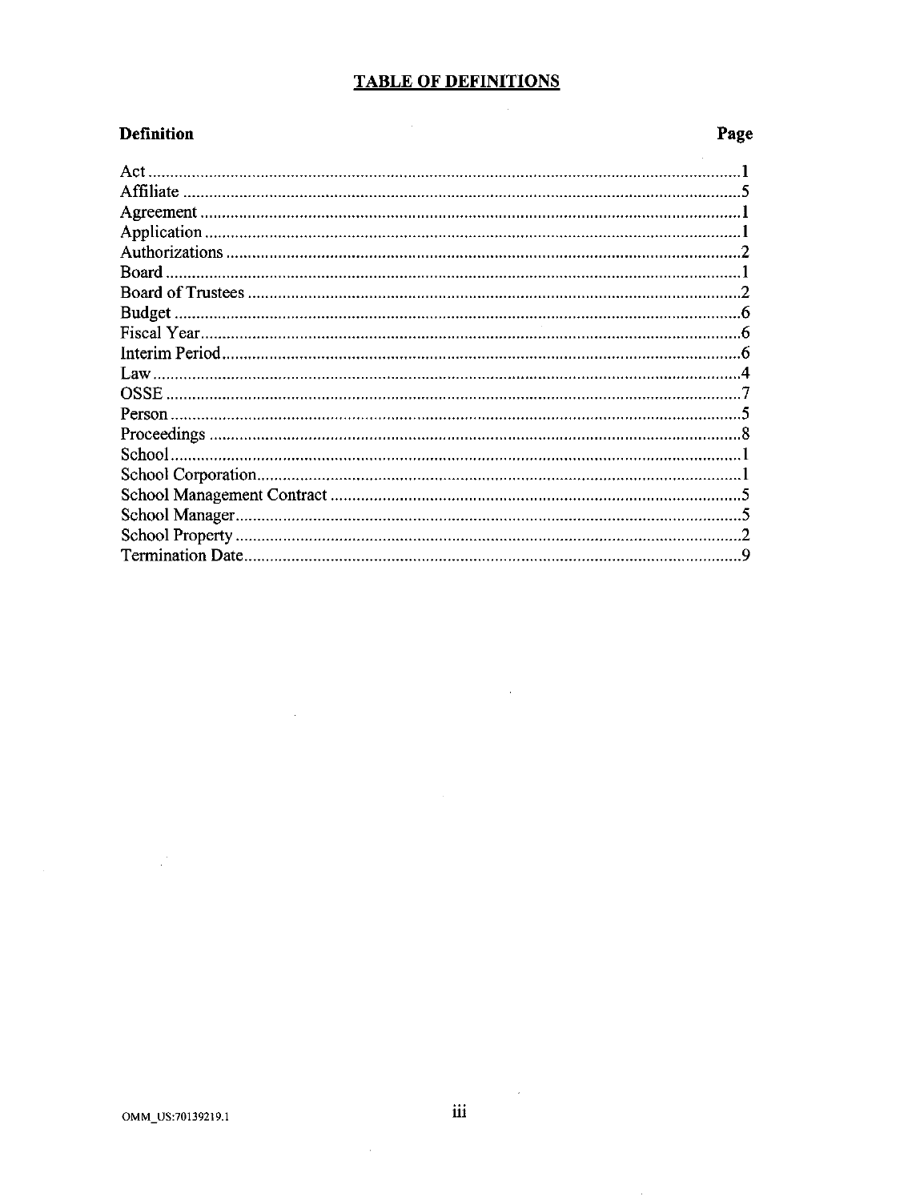## TABLE OF DEFINITIONS

| Definition | Page |
|---|---|
| Act | 1 |
| Affiliate | 5 |
| Agreement | 1 |
| Application | 1 |
| Authorizations | 2 |
| Board | 1 |
| Board of Trustees | 2 |
| Budget | 6 |
| Fiscal Year | 6 |
| Interim Period | 6 |
| Law | 4 |
| OSSE | 7 |
| Person | 5 |
| Proceedings | 8 |
| School | 1 |
| School Corporation | 1 |
| School Management Contract | 5 |
| School Manager | 5 |
| School Property | 2 |
| Termination Date | 9 |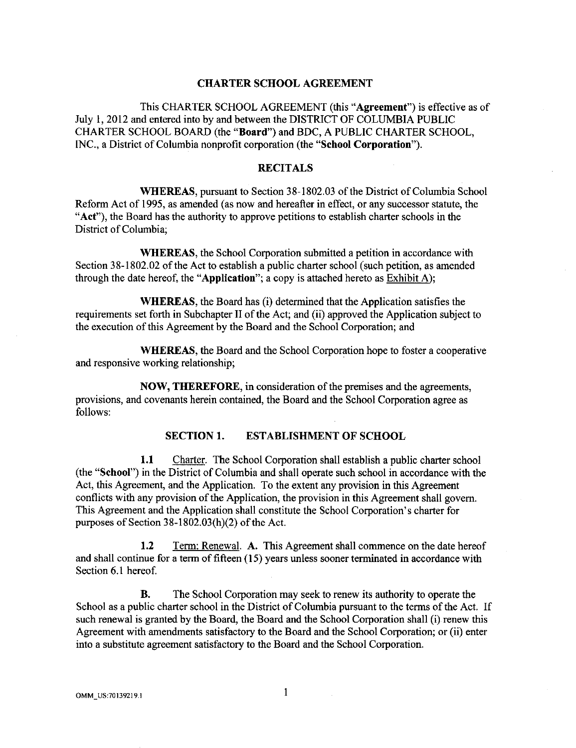## CHARTER SCHOOL AGREEMENT

This CHARTER SCHOOL AGREEMENT (this "**Agreement**") is effective as of July 1, 2012 and entered into by and between the DISTRICT OF COLUMBIA PUBLIC CHARTER SCHOOL BOARD (the "**Board**") and BDC, A PUBLIC CHARTER SCHOOL, INC., a District of Columbia nonprofit corporation (the "**School Corporation**").

## RECITALS

**WHEREAS**, pursuant to Section 38-1802.03 of the District of Columbia School Reform Act of 1995, as amended (as now and hereafter in effect, or any successor statute, the "**Act**"), the Board has the authority to approve petitions to establish charter schools in the District of Columbia;

**WHEREAS**, the School Corporation submitted a petition in accordance with Section 38-1802.02 of the Act to establish a public charter school (such petition, as amended through the date hereof, the "**Application**"; a copy is attached hereto as Exhibit A);

**WHEREAS**, the Board has (i) determined that the Application satisfies the requirements set forth in Subchapter II of the Act; and (ii) approved the Application subject to the execution of this Agreement by the Board and the School Corporation; and

**WHEREAS**, the Board and the School Corporation hope to foster a cooperative and responsive working relationship;

**NOW, THEREFORE**, in consideration of the premises and the agreements, provisions, and covenants herein contained, the Board and the School Corporation agree as follows:

## SECTION 1. ESTABLISHMENT OF SCHOOL

**1.1** Charter. The School Corporation shall establish a public charter school (the "**School**") in the District of Columbia and shall operate such school in accordance with the Act, this Agreement, and the Application. To the extent any provision in this Agreement conflicts with any provision of the Application, the provision in this Agreement shall govern. This Agreement and the Application shall constitute the School Corporation's charter for purposes of Section 38-1802.03(h)(2) of the Act.

**1.2** Term; Renewal. **A.** This Agreement shall commence on the date hereof and shall continue for a term of fifteen (15) years unless sooner terminated in accordance with Section 6.1 hereof.

**B.** The School Corporation may seek to renew its authority to operate the School as a public charter school in the District of Columbia pursuant to the terms of the Act. If such renewal is granted by the Board, the Board and the School Corporation shall (i) renew this Agreement with amendments satisfactory to the Board and the School Corporation; or (ii) enter into a substitute agreement satisfactory to the Board and the School Corporation.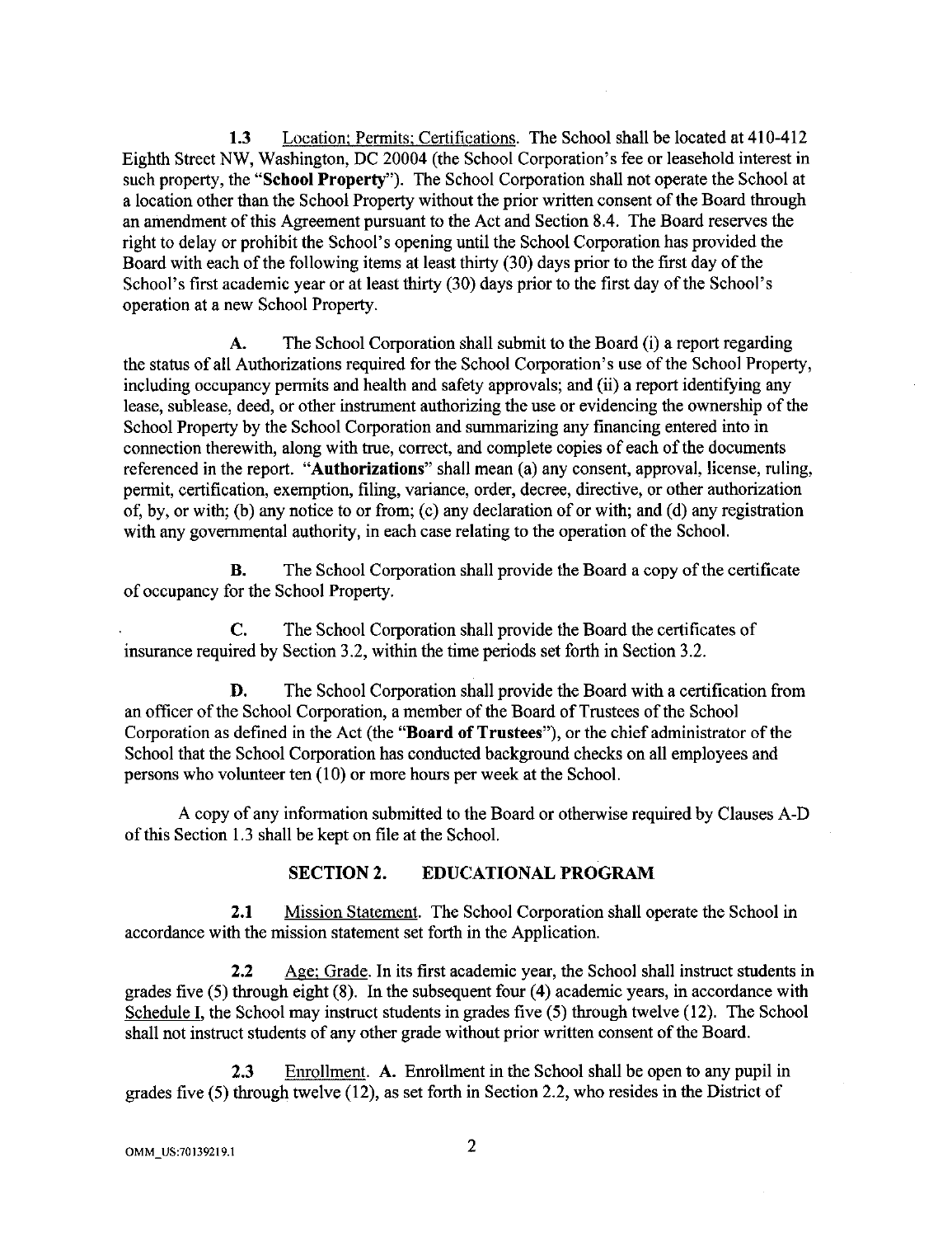**1.3** Location; Permits; Certifications. The School shall be located at 410-412 Eighth Street NW, Washington, DC 20004 (the School Corporation's fee or leasehold interest in such property, the "**School Property**"). The School Corporation shall not operate the School at a location other than the School Property without the prior written consent of the Board through an amendment of this Agreement pursuant to the Act and Section 8.4. The Board reserves the right to delay or prohibit the School's opening until the School Corporation has provided the Board with each of the following items at least thirty (30) days prior to the first day of the School's first academic year or at least thirty (30) days prior to the first day of the School's operation at a new School Property.

**A.** The School Corporation shall submit to the Board (i) a report regarding the status of all Authorizations required for the School Corporation's use of the School Property, including occupancy permits and health and safety approvals; and (ii) a report identifying any lease, sublease, deed, or other instrument authorizing the use or evidencing the ownership of the School Property by the School Corporation and summarizing any financing entered into in connection therewith, along with true, correct, and complete copies of each of the documents referenced in the report. "**Authorizations**" shall mean (a) any consent, approval, license, ruling, permit, certification, exemption, filing, variance, order, decree, directive, or other authorization of, by, or with; (b) any notice to or from; (c) any declaration of or with; and (d) any registration with any governmental authority, in each case relating to the operation of the School.

**B.** The School Corporation shall provide the Board a copy of the certificate of occupancy for the School Property.

**C.** The School Corporation shall provide the Board the certificates of insurance required by Section 3.2, within the time periods set forth in Section 3.2.

**D.** The School Corporation shall provide the Board with a certification from an officer of the School Corporation, a member of the Board of Trustees of the School Corporation as defined in the Act (the "**Board of Trustees**"), or the chief administrator of the School that the School Corporation has conducted background checks on all employees and persons who volunteer ten (10) or more hours per week at the School.

A copy of any information submitted to the Board or otherwise required by Clauses A-D of this Section 1.3 shall be kept on file at the School.

## SECTION 2. EDUCATIONAL PROGRAM

**2.1** Mission Statement. The School Corporation shall operate the School in accordance with the mission statement set forth in the Application.

**2.2** Age; Grade. In its first academic year, the School shall instruct students in grades five (5) through eight (8). In the subsequent four (4) academic years, in accordance with Schedule I, the School may instruct students in grades five (5) through twelve (12). The School shall not instruct students of any other grade without prior written consent of the Board.

**2.3** Enrollment. **A.** Enrollment in the School shall be open to any pupil in grades five (5) through twelve (12), as set forth in Section 2.2, who resides in the District of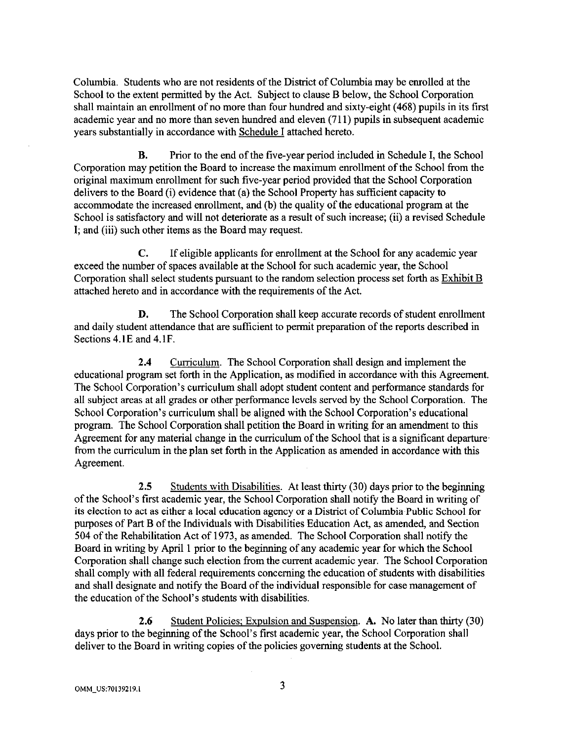Columbia. Students who are not residents of the District of Columbia may be enrolled at the School to the extent permitted by the Act. Subject to clause B below, the School Corporation shall maintain an enrollment of no more than four hundred and sixty-eight (468) pupils in its first academic year and no more than seven hundred and eleven (711) pupils in subsequent academic years substantially in accordance with Schedule I attached hereto.

**B.** Prior to the end of the five-year period included in Schedule I, the School Corporation may petition the Board to increase the maximum enrollment of the School from the original maximum enrollment for such five-year period provided that the School Corporation delivers to the Board (i) evidence that (a) the School Property has sufficient capacity to accommodate the increased enrollment, and (b) the quality of the educational program at the School is satisfactory and will not deteriorate as a result of such increase; (ii) a revised Schedule I; and (iii) such other items as the Board may request.

**C.** If eligible applicants for enrollment at the School for any academic year exceed the number of spaces available at the School for such academic year, the School Corporation shall select students pursuant to the random selection process set forth as Exhibit B attached hereto and in accordance with the requirements of the Act.

**D.** The School Corporation shall keep accurate records of student enrollment and daily student attendance that are sufficient to permit preparation of the reports described in Sections 4.1E and 4.1F.

**2.4** Curriculum. The School Corporation shall design and implement the educational program set forth in the Application, as modified in accordance with this Agreement. The School Corporation's curriculum shall adopt student content and performance standards for all subject areas at all grades or other performance levels served by the School Corporation. The School Corporation's curriculum shall be aligned with the School Corporation's educational program. The School Corporation shall petition the Board in writing for an amendment to this Agreement for any material change in the curriculum of the School that is a significant departure from the curriculum in the plan set forth in the Application as amended in accordance with this Agreement.

**2.5** Students with Disabilities. At least thirty (30) days prior to the beginning of the School's first academic year, the School Corporation shall notify the Board in writing of its election to act as either a local education agency or a District of Columbia Public School for purposes of Part B of the Individuals with Disabilities Education Act, as amended, and Section 504 of the Rehabilitation Act of 1973, as amended. The School Corporation shall notify the Board in writing by April 1 prior to the beginning of any academic year for which the School Corporation shall change such election from the current academic year. The School Corporation shall comply with all federal requirements concerning the education of students with disabilities and shall designate and notify the Board of the individual responsible for case management of the education of the School's students with disabilities.

**2.6** Student Policies; Expulsion and Suspension. **A.** No later than thirty (30) days prior to the beginning of the School's first academic year, the School Corporation shall deliver to the Board in writing copies of the policies governing students at the School.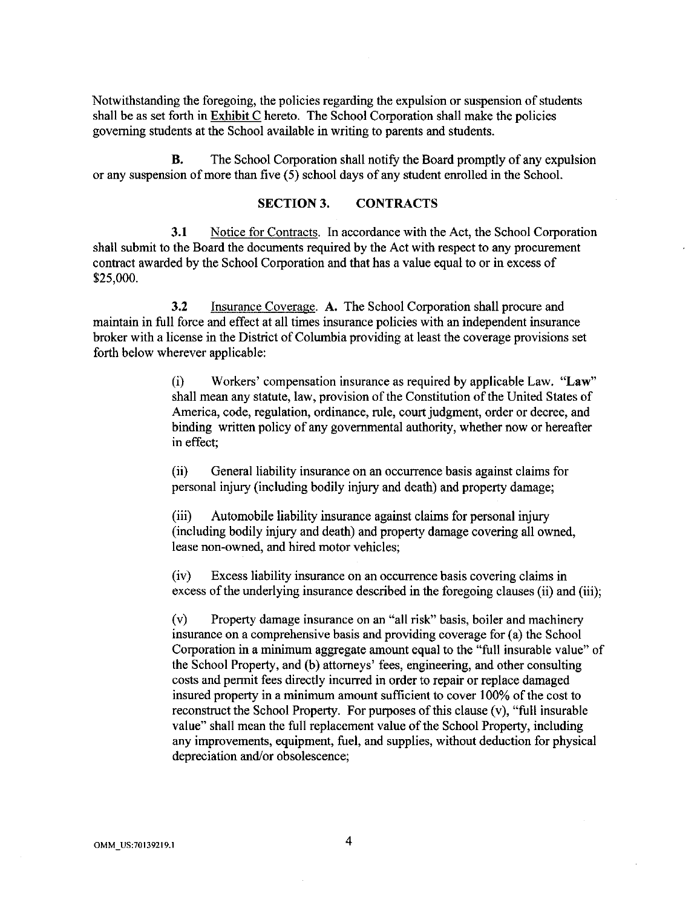Notwithstanding the foregoing, the policies regarding the expulsion or suspension of students shall be as set forth in Exhibit C hereto. The School Corporation shall make the policies governing students at the School available in writing to parents and students.

**B.** The School Corporation shall notify the Board promptly of any expulsion or any suspension of more than five (5) school days of any student enrolled in the School.

## SECTION 3. CONTRACTS

**3.1** Notice for Contracts. In accordance with the Act, the School Corporation shall submit to the Board the documents required by the Act with respect to any procurement contract awarded by the School Corporation and that has a value equal to or in excess of $25,000.

**3.2** Insurance Coverage. **A.** The School Corporation shall procure and maintain in full force and effect at all times insurance policies with an independent insurance broker with a license in the District of Columbia providing at least the coverage provisions set forth below wherever applicable:

(i) Workers' compensation insurance as required by applicable Law. "**Law**" shall mean any statute, law, provision of the Constitution of the United States of America, code, regulation, ordinance, rule, court judgment, order or decree, and binding written policy of any governmental authority, whether now or hereafter in effect;

(ii) General liability insurance on an occurrence basis against claims for personal injury (including bodily injury and death) and property damage;

(iii) Automobile liability insurance against claims for personal injury (including bodily injury and death) and property damage covering all owned, lease non-owned, and hired motor vehicles;

(iv) Excess liability insurance on an occurrence basis covering claims in excess of the underlying insurance described in the foregoing clauses (ii) and (iii);

(v) Property damage insurance on an "all risk" basis, boiler and machinery insurance on a comprehensive basis and providing coverage for (a) the School Corporation in a minimum aggregate amount equal to the "full insurable value" of the School Property, and (b) attorneys' fees, engineering, and other consulting costs and permit fees directly incurred in order to repair or replace damaged insured property in a minimum amount sufficient to cover 100% of the cost to reconstruct the School Property. For purposes of this clause (v), "full insurable value" shall mean the full replacement value of the School Property, including any improvements, equipment, fuel, and supplies, without deduction for physical depreciation and/or obsolescence;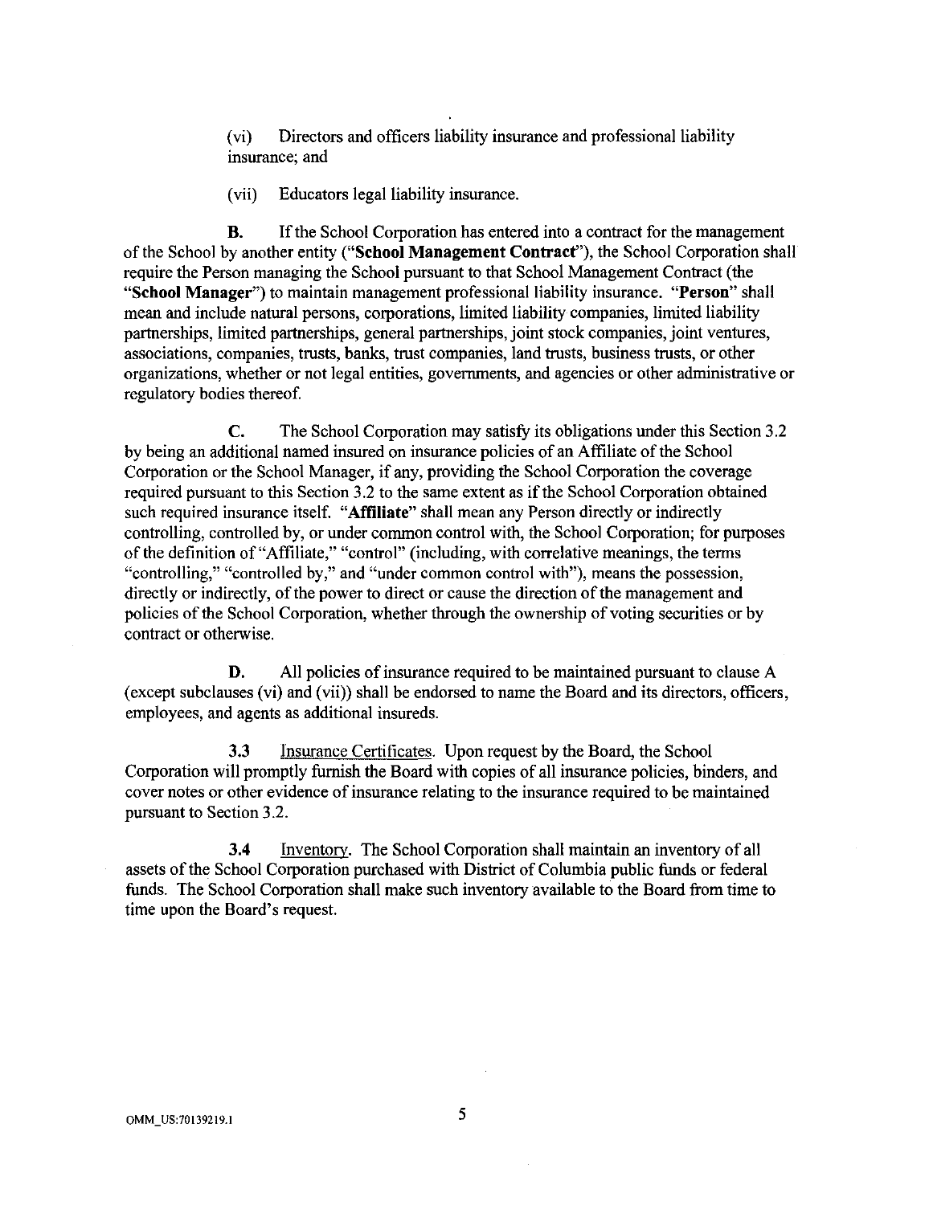(vi) Directors and officers liability insurance and professional liability insurance; and

(vii) Educators legal liability insurance.

**B.** If the School Corporation has entered into a contract for the management of the School by another entity ("**School Management Contract**"), the School Corporation shall require the Person managing the School pursuant to that School Management Contract (the "**School Manager**") to maintain management professional liability insurance. "**Person**" shall mean and include natural persons, corporations, limited liability companies, limited liability partnerships, limited partnerships, general partnerships, joint stock companies, joint ventures, associations, companies, trusts, banks, trust companies, land trusts, business trusts, or other organizations, whether or not legal entities, governments, and agencies or other administrative or regulatory bodies thereof.

**C.** The School Corporation may satisfy its obligations under this Section 3.2 by being an additional named insured on insurance policies of an Affiliate of the School Corporation or the School Manager, if any, providing the School Corporation the coverage required pursuant to this Section 3.2 to the same extent as if the School Corporation obtained such required insurance itself. "**Affiliate**" shall mean any Person directly or indirectly controlling, controlled by, or under common control with, the School Corporation; for purposes of the definition of "Affiliate," "control" (including, with correlative meanings, the terms "controlling," "controlled by," and "under common control with"), means the possession, directly or indirectly, of the power to direct or cause the direction of the management and policies of the School Corporation, whether through the ownership of voting securities or by contract or otherwise.

**D.** All policies of insurance required to be maintained pursuant to clause A (except subclauses (vi) and (vii)) shall be endorsed to name the Board and its directors, officers, employees, and agents as additional insureds.

**3.3** Insurance Certificates. Upon request by the Board, the School Corporation will promptly furnish the Board with copies of all insurance policies, binders, and cover notes or other evidence of insurance relating to the insurance required to be maintained pursuant to Section 3.2.

**3.4** Inventory. The School Corporation shall maintain an inventory of all assets of the School Corporation purchased with District of Columbia public funds or federal funds. The School Corporation shall make such inventory available to the Board from time to time upon the Board's request.

OMM_US:70139219.1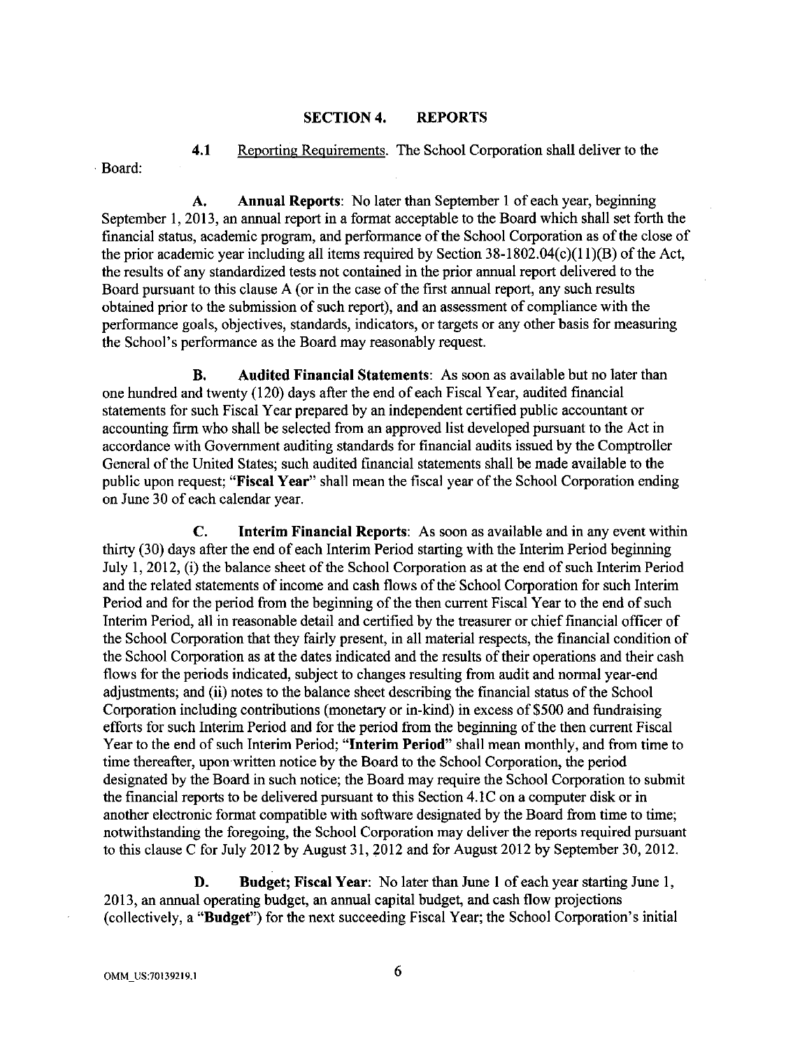## SECTION 4. REPORTS

**4.1** Reporting Requirements. The School Corporation shall deliver to the Board:

**A. Annual Reports**: No later than September 1 of each year, beginning September 1, 2013, an annual report in a format acceptable to the Board which shall set forth the financial status, academic program, and performance of the School Corporation as of the close of the prior academic year including all items required by Section 38-1802.04(c)(11)(B) of the Act, the results of any standardized tests not contained in the prior annual report delivered to the Board pursuant to this clause A (or in the case of the first annual report, any such results obtained prior to the submission of such report), and an assessment of compliance with the performance goals, objectives, standards, indicators, or targets or any other basis for measuring the School's performance as the Board may reasonably request.

**B. Audited Financial Statements**: As soon as available but no later than one hundred and twenty (120) days after the end of each Fiscal Year, audited financial statements for such Fiscal Year prepared by an independent certified public accountant or accounting firm who shall be selected from an approved list developed pursuant to the Act in accordance with Government auditing standards for financial audits issued by the Comptroller General of the United States; such audited financial statements shall be made available to the public upon request; "**Fiscal Year**" shall mean the fiscal year of the School Corporation ending on June 30 of each calendar year.

**C. Interim Financial Reports**: As soon as available and in any event within thirty (30) days after the end of each Interim Period starting with the Interim Period beginning July 1, 2012, (i) the balance sheet of the School Corporation as at the end of such Interim Period and the related statements of income and cash flows of the School Corporation for such Interim Period and for the period from the beginning of the then current Fiscal Year to the end of such Interim Period, all in reasonable detail and certified by the treasurer or chief financial officer of the School Corporation that they fairly present, in all material respects, the financial condition of the School Corporation as at the dates indicated and the results of their operations and their cash flows for the periods indicated, subject to changes resulting from audit and normal year-end adjustments; and (ii) notes to the balance sheet describing the financial status of the School Corporation including contributions (monetary or in-kind) in excess of $500 and fundraising efforts for such Interim Period and for the period from the beginning of the then current Fiscal Year to the end of such Interim Period; "**Interim Period**" shall mean monthly, and from time to time thereafter, upon written notice by the Board to the School Corporation, the period designated by the Board in such notice; the Board may require the School Corporation to submit the financial reports to be delivered pursuant to this Section 4.1C on a computer disk or in another electronic format compatible with software designated by the Board from time to time; notwithstanding the foregoing, the School Corporation may deliver the reports required pursuant to this clause C for July 2012 by August 31, 2012 and for August 2012 by September 30, 2012.

**D. Budget; Fiscal Year**: No later than June 1 of each year starting June 1, 2013, an annual operating budget, an annual capital budget, and cash flow projections (collectively, a "**Budget**") for the next succeeding Fiscal Year; the School Corporation's initial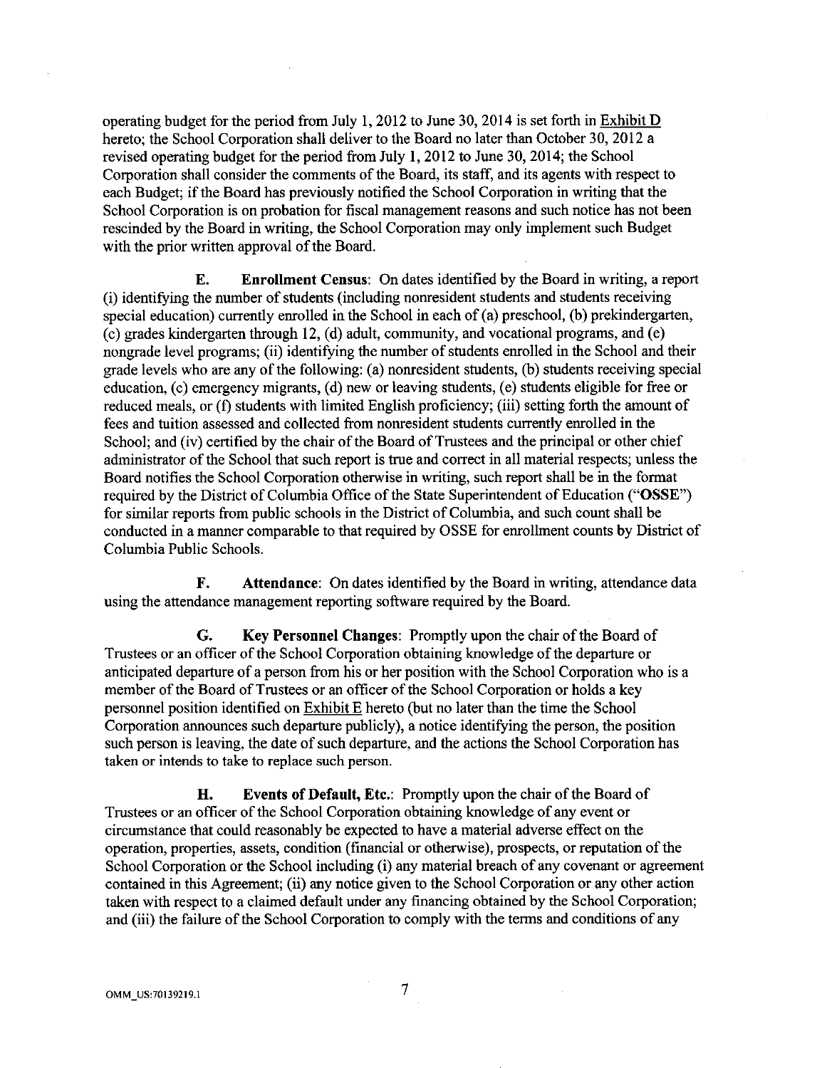operating budget for the period from July 1, 2012 to June 30, 2014 is set forth in Exhibit D hereto; the School Corporation shall deliver to the Board no later than October 30, 2012 a revised operating budget for the period from July 1, 2012 to June 30, 2014; the School Corporation shall consider the comments of the Board, its staff, and its agents with respect to each Budget; if the Board has previously notified the School Corporation in writing that the School Corporation is on probation for fiscal management reasons and such notice has not been rescinded by the Board in writing, the School Corporation may only implement such Budget with the prior written approval of the Board.

**E. Enrollment Census**: On dates identified by the Board in writing, a report (i) identifying the number of students (including nonresident students and students receiving special education) currently enrolled in the School in each of (a) preschool, (b) prekindergarten, (c) grades kindergarten through 12, (d) adult, community, and vocational programs, and (e) nongrade level programs; (ii) identifying the number of students enrolled in the School and their grade levels who are any of the following: (a) nonresident students, (b) students receiving special education, (c) emergency migrants, (d) new or leaving students, (e) students eligible for free or reduced meals, or (f) students with limited English proficiency; (iii) setting forth the amount of fees and tuition assessed and collected from nonresident students currently enrolled in the School; and (iv) certified by the chair of the Board of Trustees and the principal or other chief administrator of the School that such report is true and correct in all material respects; unless the Board notifies the School Corporation otherwise in writing, such report shall be in the format required by the District of Columbia Office of the State Superintendent of Education ("**OSSE**") for similar reports from public schools in the District of Columbia, and such count shall be conducted in a manner comparable to that required by OSSE for enrollment counts by District of Columbia Public Schools.

**F. Attendance**: On dates identified by the Board in writing, attendance data using the attendance management reporting software required by the Board.

**G. Key Personnel Changes**: Promptly upon the chair of the Board of Trustees or an officer of the School Corporation obtaining knowledge of the departure or anticipated departure of a person from his or her position with the School Corporation who is a member of the Board of Trustees or an officer of the School Corporation or holds a key personnel position identified on Exhibit E hereto (but no later than the time the School Corporation announces such departure publicly), a notice identifying the person, the position such person is leaving, the date of such departure, and the actions the School Corporation has taken or intends to take to replace such person.

**H. Events of Default, Etc.**: Promptly upon the chair of the Board of Trustees or an officer of the School Corporation obtaining knowledge of any event or circumstance that could reasonably be expected to have a material adverse effect on the operation, properties, assets, condition (financial or otherwise), prospects, or reputation of the School Corporation or the School including (i) any material breach of any covenant or agreement contained in this Agreement; (ii) any notice given to the School Corporation or any other action taken with respect to a claimed default under any financing obtained by the School Corporation; and (iii) the failure of the School Corporation to comply with the terms and conditions of any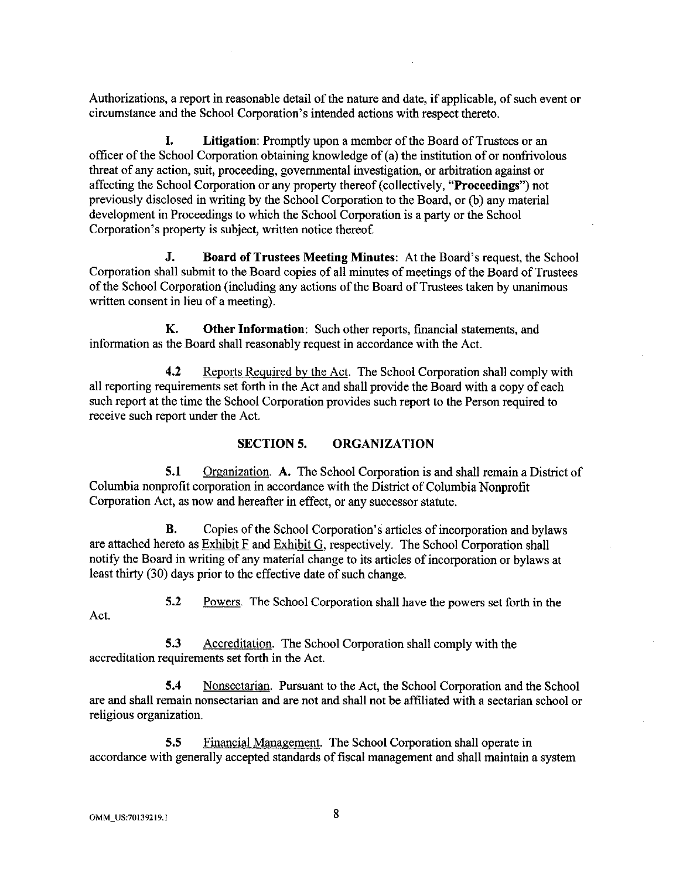Authorizations, a report in reasonable detail of the nature and date, if applicable, of such event or circumstance and the School Corporation's intended actions with respect thereto.

**I. Litigation**: Promptly upon a member of the Board of Trustees or an officer of the School Corporation obtaining knowledge of (a) the institution of or nonfrivolous threat of any action, suit, proceeding, governmental investigation, or arbitration against or affecting the School Corporation or any property thereof (collectively, "**Proceedings**") not previously disclosed in writing by the School Corporation to the Board, or (b) any material development in Proceedings to which the School Corporation is a party or the School Corporation's property is subject, written notice thereof.

**J. Board of Trustees Meeting Minutes**: At the Board's request, the School Corporation shall submit to the Board copies of all minutes of meetings of the Board of Trustees of the School Corporation (including any actions of the Board of Trustees taken by unanimous written consent in lieu of a meeting).

**K. Other Information**: Such other reports, financial statements, and information as the Board shall reasonably request in accordance with the Act.

**4.2** Reports Required by the Act. The School Corporation shall comply with all reporting requirements set forth in the Act and shall provide the Board with a copy of each such report at the time the School Corporation provides such report to the Person required to receive such report under the Act.

## SECTION 5. ORGANIZATION

**5.1** Organization. **A.** The School Corporation is and shall remain a District of Columbia nonprofit corporation in accordance with the District of Columbia Nonprofit Corporation Act, as now and hereafter in effect, or any successor statute.

**B.** Copies of the School Corporation's articles of incorporation and bylaws are attached hereto as Exhibit F and Exhibit G, respectively. The School Corporation shall notify the Board in writing of any material change to its articles of incorporation or bylaws at least thirty (30) days prior to the effective date of such change.

**5.2** Powers. The School Corporation shall have the powers set forth in the Act.

**5.3** Accreditation. The School Corporation shall comply with the accreditation requirements set forth in the Act.

**5.4** Nonsectarian. Pursuant to the Act, the School Corporation and the School are and shall remain nonsectarian and are not and shall not be affiliated with a sectarian school or religious organization.

**5.5** Financial Management. The School Corporation shall operate in accordance with generally accepted standards of fiscal management and shall maintain a system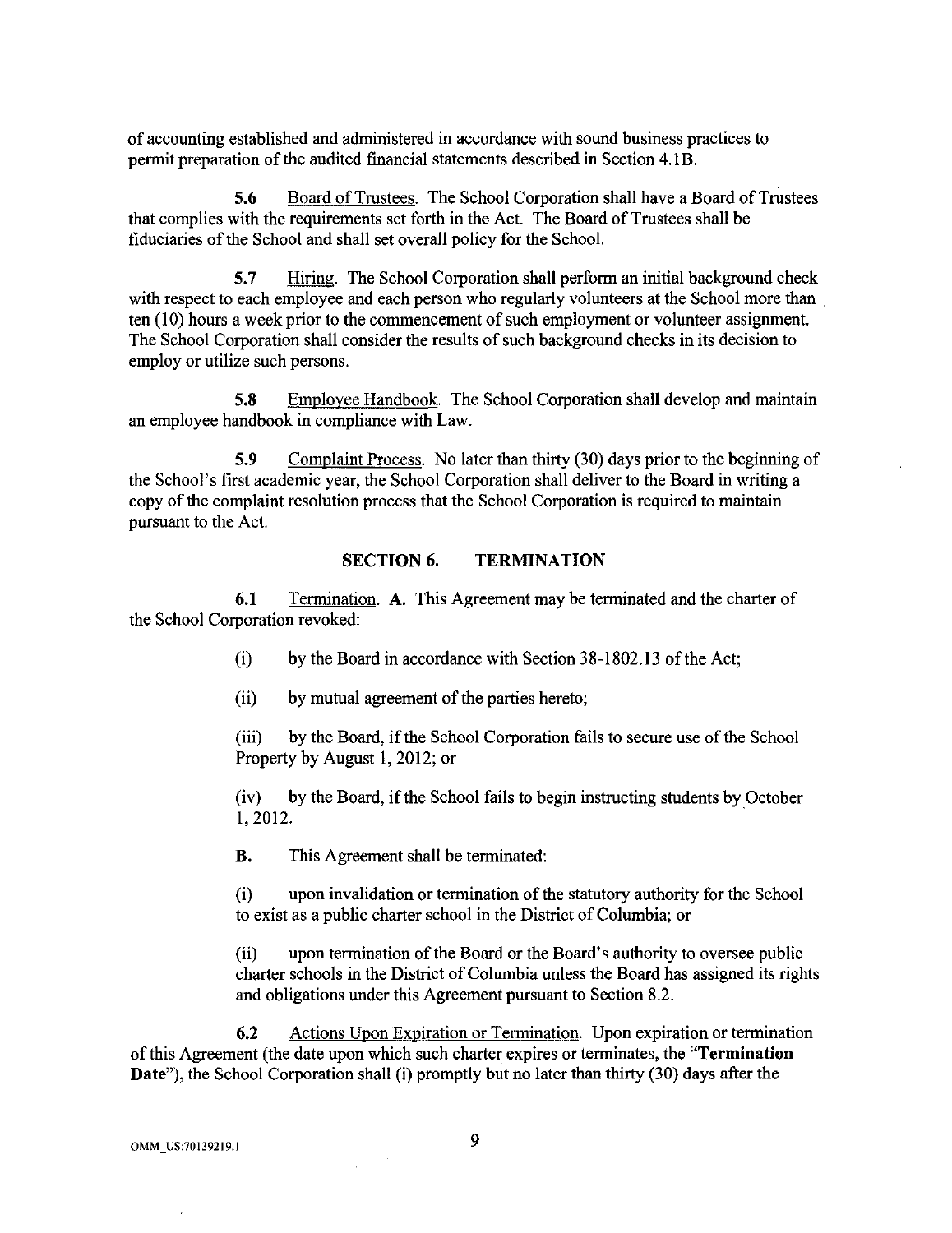of accounting established and administered in accordance with sound business practices to permit preparation of the audited financial statements described in Section 4.1B.

**5.6** Board of Trustees. The School Corporation shall have a Board of Trustees that complies with the requirements set forth in the Act. The Board of Trustees shall be fiduciaries of the School and shall set overall policy for the School.

**5.7** Hiring. The School Corporation shall perform an initial background check with respect to each employee and each person who regularly volunteers at the School more than ten (10) hours a week prior to the commencement of such employment or volunteer assignment. The School Corporation shall consider the results of such background checks in its decision to employ or utilize such persons.

**5.8** Employee Handbook. The School Corporation shall develop and maintain an employee handbook in compliance with Law.

**5.9** Complaint Process. No later than thirty (30) days prior to the beginning of the School's first academic year, the School Corporation shall deliver to the Board in writing a copy of the complaint resolution process that the School Corporation is required to maintain pursuant to the Act.

## SECTION 6. TERMINATION

**6.1** Termination. **A.** This Agreement may be terminated and the charter of the School Corporation revoked:

(i) by the Board in accordance with Section 38-1802.13 of the Act;

(ii) by mutual agreement of the parties hereto;

(iii) by the Board, if the School Corporation fails to secure use of the School Property by August 1, 2012; or

(iv) by the Board, if the School fails to begin instructing students by October 1, 2012.

**B.** This Agreement shall be terminated:

(i) upon invalidation or termination of the statutory authority for the School to exist as a public charter school in the District of Columbia; or

(ii) upon termination of the Board or the Board's authority to oversee public charter schools in the District of Columbia unless the Board has assigned its rights and obligations under this Agreement pursuant to Section 8.2.

**6.2** Actions Upon Expiration or Termination. Upon expiration or termination of this Agreement (the date upon which such charter expires or terminates, the "**Termination Date**"), the School Corporation shall (i) promptly but no later than thirty (30) days after the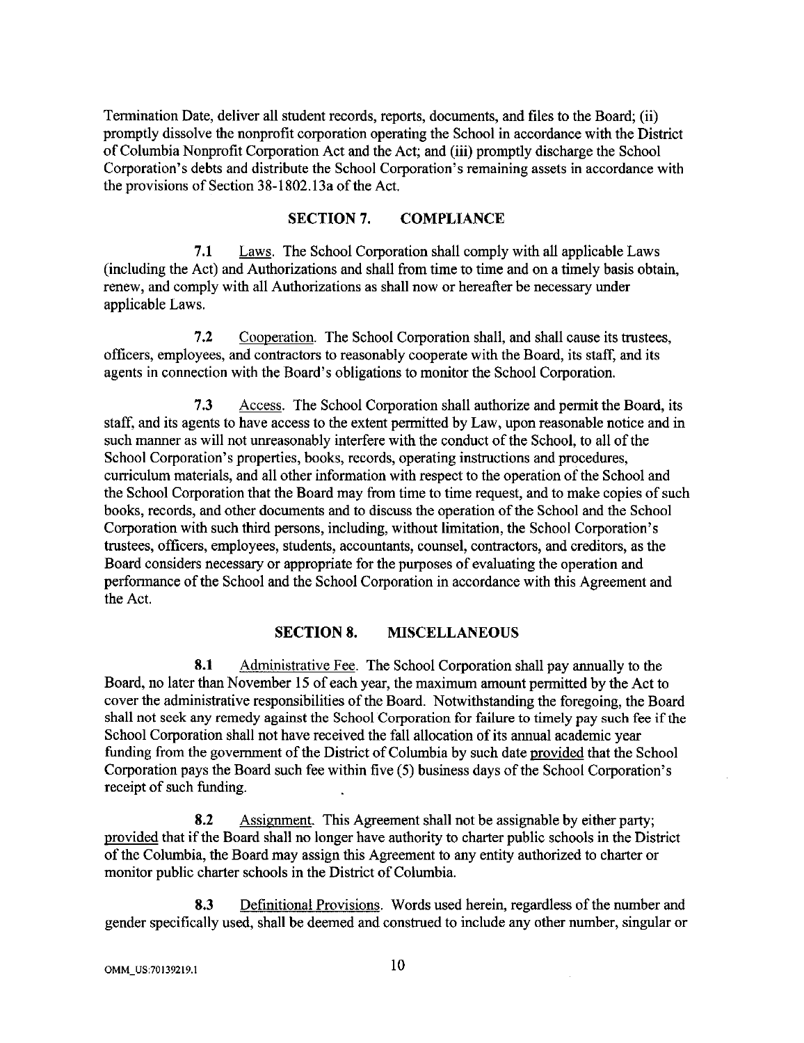Termination Date, deliver all student records, reports, documents, and files to the Board; (ii) promptly dissolve the nonprofit corporation operating the School in accordance with the District of Columbia Nonprofit Corporation Act and the Act; and (iii) promptly discharge the School Corporation's debts and distribute the School Corporation's remaining assets in accordance with the provisions of Section 38-1802.13a of the Act.

## SECTION 7. COMPLIANCE

**7.1** Laws. The School Corporation shall comply with all applicable Laws (including the Act) and Authorizations and shall from time to time and on a timely basis obtain, renew, and comply with all Authorizations as shall now or hereafter be necessary under applicable Laws.

**7.2** Cooperation. The School Corporation shall, and shall cause its trustees, officers, employees, and contractors to reasonably cooperate with the Board, its staff, and its agents in connection with the Board's obligations to monitor the School Corporation.

**7.3** Access. The School Corporation shall authorize and permit the Board, its staff, and its agents to have access to the extent permitted by Law, upon reasonable notice and in such manner as will not unreasonably interfere with the conduct of the School, to all of the School Corporation's properties, books, records, operating instructions and procedures, curriculum materials, and all other information with respect to the operation of the School and the School Corporation that the Board may from time to time request, and to make copies of such books, records, and other documents and to discuss the operation of the School and the School Corporation with such third persons, including, without limitation, the School Corporation's trustees, officers, employees, students, accountants, counsel, contractors, and creditors, as the Board considers necessary or appropriate for the purposes of evaluating the operation and performance of the School and the School Corporation in accordance with this Agreement and the Act.

## SECTION 8. MISCELLANEOUS

**8.1** Administrative Fee. The School Corporation shall pay annually to the Board, no later than November 15 of each year, the maximum amount permitted by the Act to cover the administrative responsibilities of the Board. Notwithstanding the foregoing, the Board shall not seek any remedy against the School Corporation for failure to timely pay such fee if the School Corporation shall not have received the fall allocation of its annual academic year funding from the government of the District of Columbia by such date provided that the School Corporation pays the Board such fee within five (5) business days of the School Corporation's receipt of such funding.

**8.2** Assignment. This Agreement shall not be assignable by either party; provided that if the Board shall no longer have authority to charter public schools in the District of the Columbia, the Board may assign this Agreement to any entity authorized to charter or monitor public charter schools in the District of Columbia.

**8.3** Definitional Provisions. Words used herein, regardless of the number and gender specifically used, shall be deemed and construed to include any other number, singular or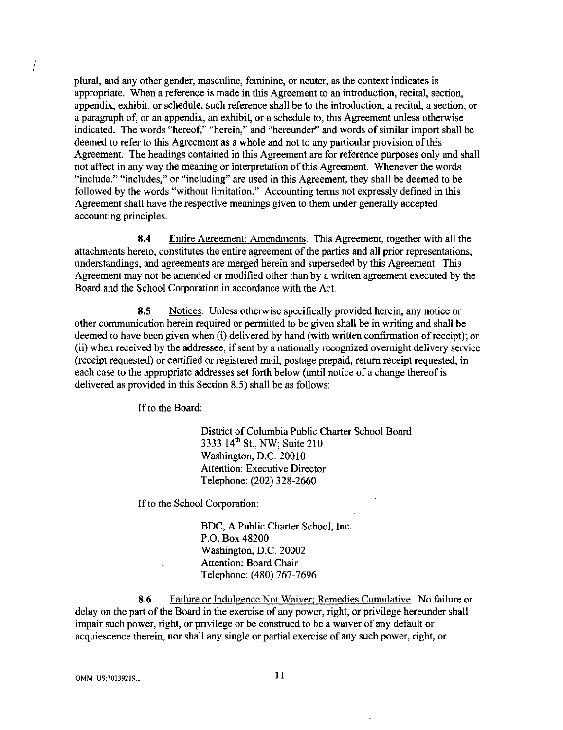plural, and any other gender, masculine, feminine, or neuter, as the context indicates is appropriate. When a reference is made in this Agreement to an introduction, recital, section, appendix, exhibit, or schedule, such reference shall be to the introduction, a recital, a section, or a paragraph of, or an appendix, an exhibit, or a schedule to, this Agreement unless otherwise indicated. The words "hereof," "herein," and "hereunder" and words of similar import shall be deemed to refer to this Agreement as a whole and not to any particular provision of this Agreement. The headings contained in this Agreement are for reference purposes only and shall not affect in any way the meaning or interpretation of this Agreement. Whenever the words "include," "includes," or "including" are used in this Agreement, they shall be deemed to be followed by the words "without limitation." Accounting terms not expressly defined in this Agreement shall have the respective meanings given to them under generally accepted accounting principles.

**8.4** Entire Agreement; Amendments. This Agreement, together with all the attachments hereto, constitutes the entire agreement of the parties and all prior representations, understandings, and agreements are merged herein and superseded by this Agreement. This Agreement may not be amended or modified other than by a written agreement executed by the Board and the School Corporation in accordance with the Act.

**8.5** Notices. Unless otherwise specifically provided herein, any notice or other communication herein required or permitted to be given shall be in writing and shall be deemed to have been given when (i) delivered by hand (with written confirmation of receipt); or (ii) when received by the addressee, if sent by a nationally recognized overnight delivery service (receipt requested) or certified or registered mail, postage prepaid, return receipt requested, in each case to the appropriate addresses set forth below (until notice of a change thereof is delivered as provided in this Section 8.5) shall be as follows:

If to the Board:

> District of Columbia Public Charter School Board
> 3333 14th St., NW; Suite 210
> Washington, D.C. 20010
> Attention: Executive Director
> Telephone: (202) 328-2660

If to the School Corporation:

> BDC, A Public Charter School, Inc.
> P.O. Box 48200
> Washington, D.C. 20002
> Attention: Board Chair
> Telephone: (480) 767-7696

**8.6** Failure or Indulgence Not Waiver; Remedies Cumulative. No failure or delay on the part of the Board in the exercise of any power, right, or privilege hereunder shall impair such power, right, or privilege or be construed to be a waiver of any default or acquiescence therein, nor shall any single or partial exercise of any such power, right, or

OMM_US:70139219.1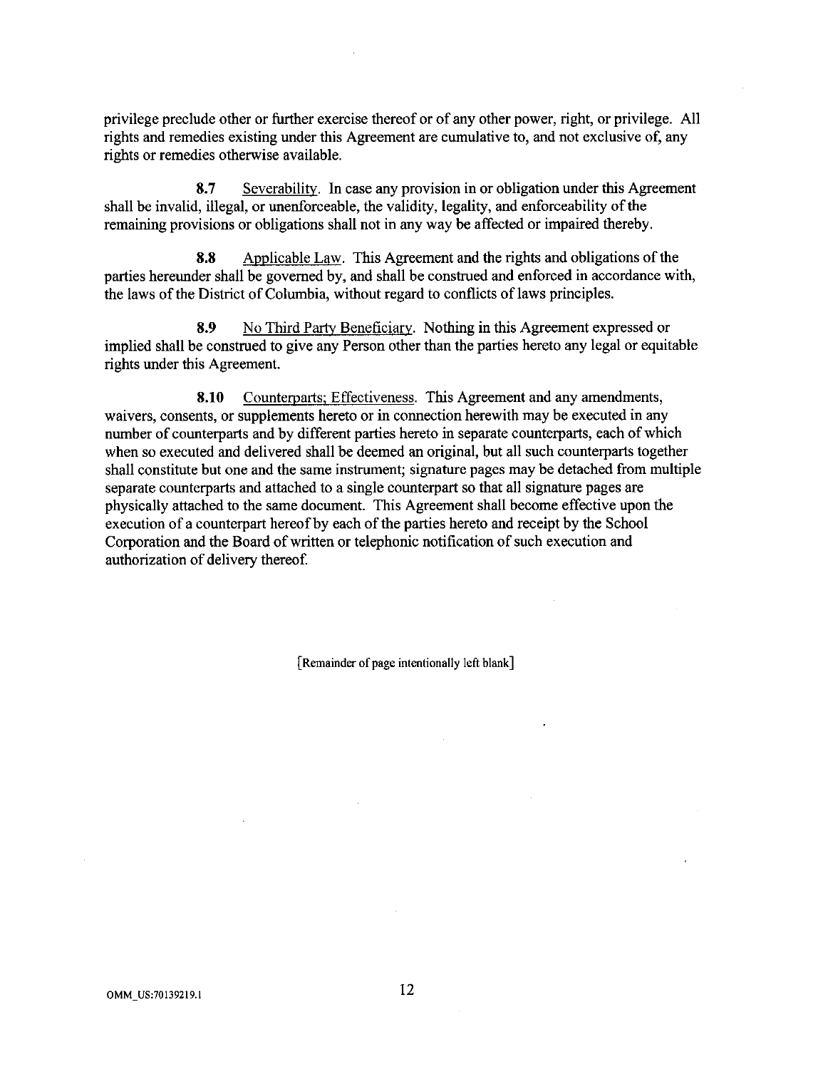privilege preclude other or further exercise thereof or of any other power, right, or privilege. All rights and remedies existing under this Agreement are cumulative to, and not exclusive of, any rights or remedies otherwise available.

**8.7** Severability. In case any provision in or obligation under this Agreement shall be invalid, illegal, or unenforceable, the validity, legality, and enforceability of the remaining provisions or obligations shall not in any way be affected or impaired thereby.

**8.8** Applicable Law. This Agreement and the rights and obligations of the parties hereunder shall be governed by, and shall be construed and enforced in accordance with, the laws of the District of Columbia, without regard to conflicts of laws principles.

**8.9** No Third Party Beneficiary. Nothing in this Agreement expressed or implied shall be construed to give any Person other than the parties hereto any legal or equitable rights under this Agreement.

**8.10** Counterparts; Effectiveness. This Agreement and any amendments, waivers, consents, or supplements hereto or in connection herewith may be executed in any number of counterparts and by different parties hereto in separate counterparts, each of which when so executed and delivered shall be deemed an original, but all such counterparts together shall constitute but one and the same instrument; signature pages may be detached from multiple separate counterparts and attached to a single counterpart so that all signature pages are physically attached to the same document. This Agreement shall become effective upon the execution of a counterpart hereof by each of the parties hereto and receipt by the School Corporation and the Board of written or telephonic notification of such execution and authorization of delivery thereof.

[Remainder of page intentionally left blank]

OMM_US:70139219.1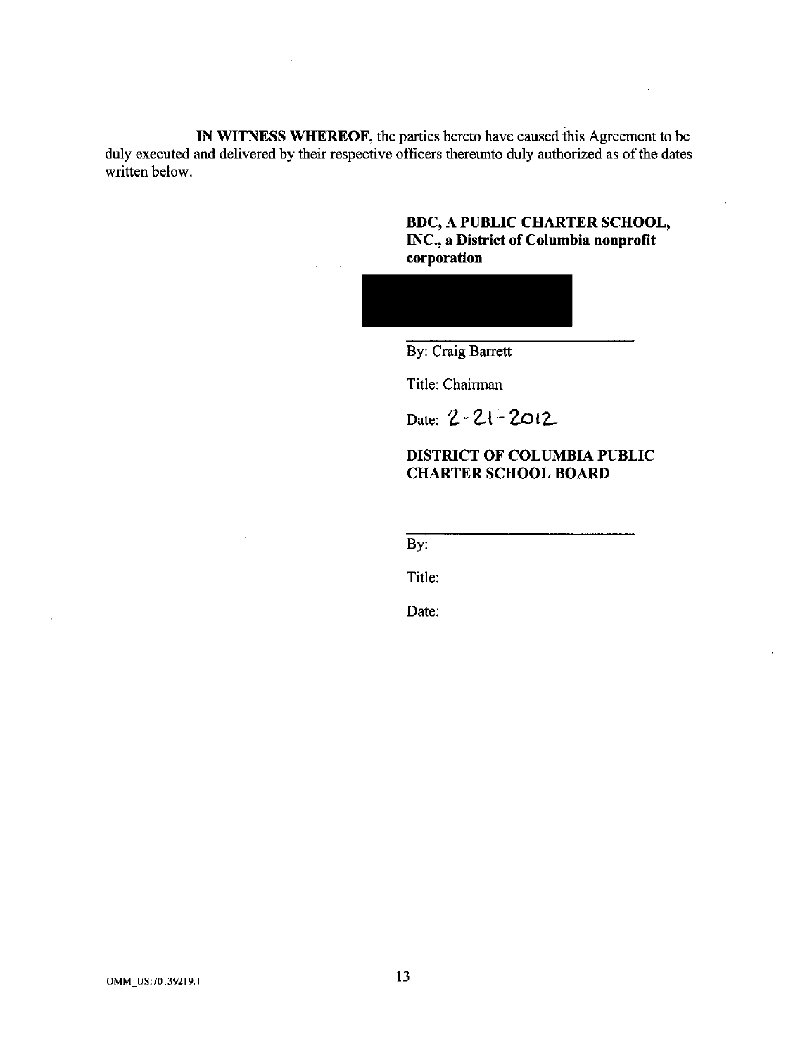**IN WITNESS WHEREOF,** the parties hereto have caused this Agreement to be duly executed and delivered by their respective officers thereunto duly authorized as of the dates written below.

**BDC, A PUBLIC CHARTER SCHOOL, INC., a District of Columbia nonprofit corporation**

By: Craig Barrett

Title: Chairman

Date: 2-21-2012

**DISTRICT OF COLUMBIA PUBLIC CHARTER SCHOOL BOARD**

By:

Title:

Date:

OMM_US:70139219.1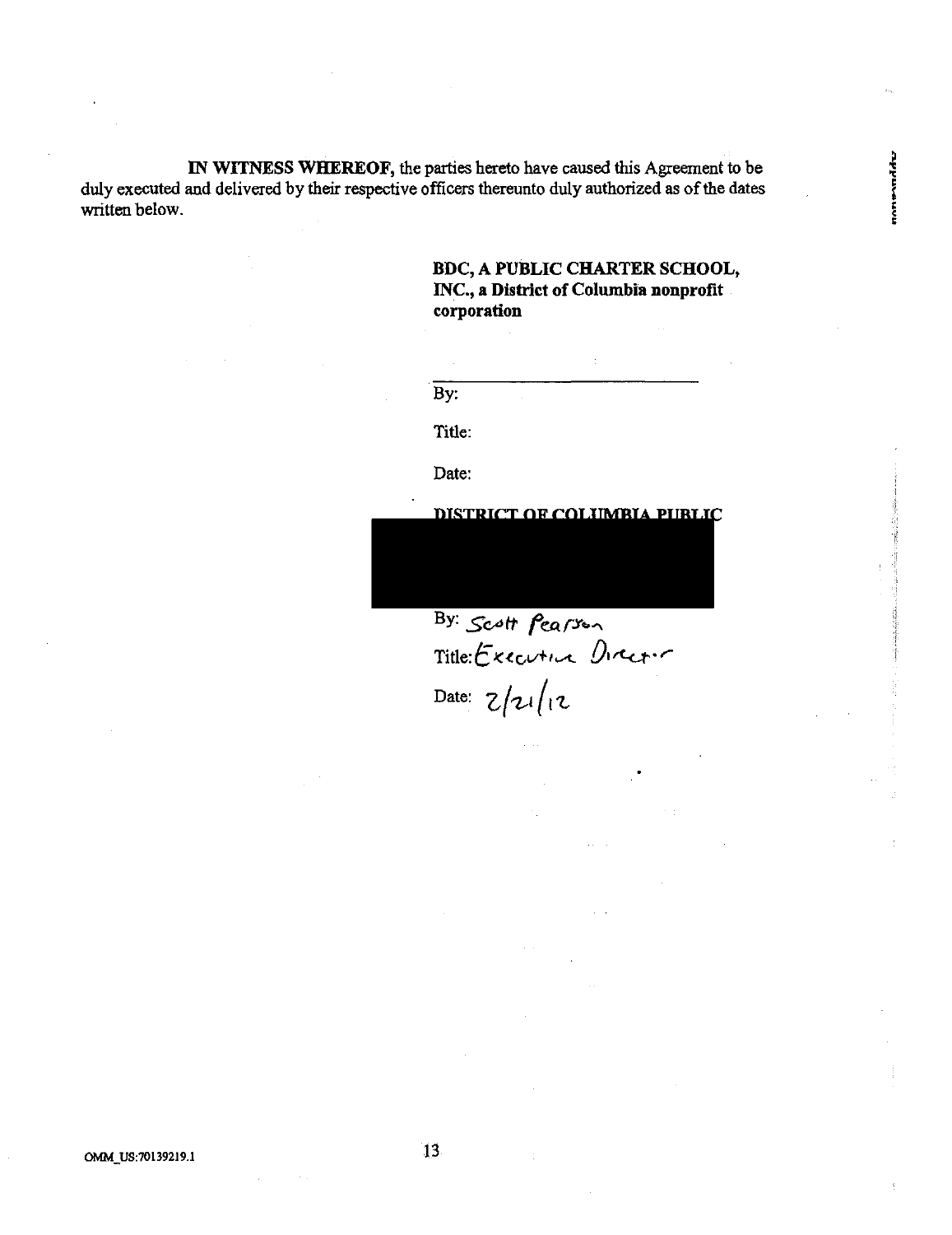**IN WITNESS WHEREOF,** the parties hereto have caused this Agreement to be duly executed and delivered by their respective officers thereunto duly authorized as of the dates written below.

**BDC, A PUBLIC CHARTER SCHOOL, INC., a District of Columbia nonprofit corporation**

By: ____________________________

Title:

Date:

**DISTRICT OF COLUMBIA PUBLIC**

By: Scott Pearson

Title: Executive Director

Date: 2/21/12

OMM_US:70139219.1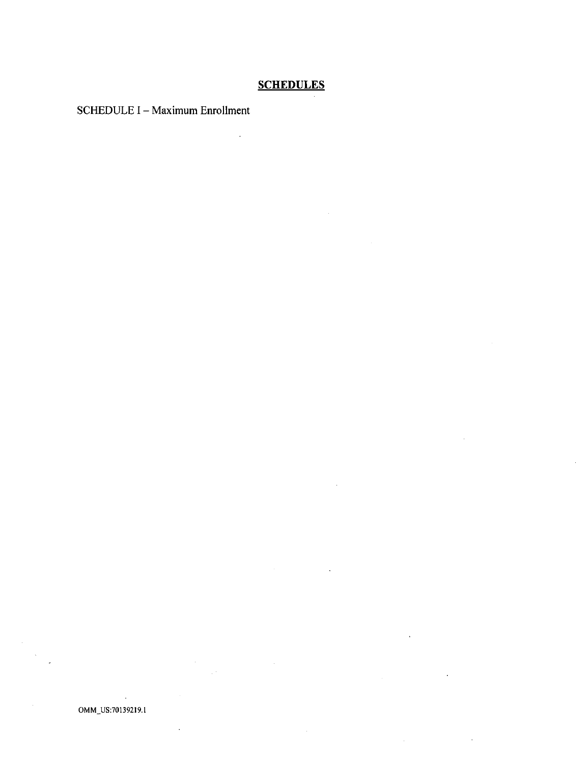## **SCHEDULES**

SCHEDULE I – Maximum Enrollment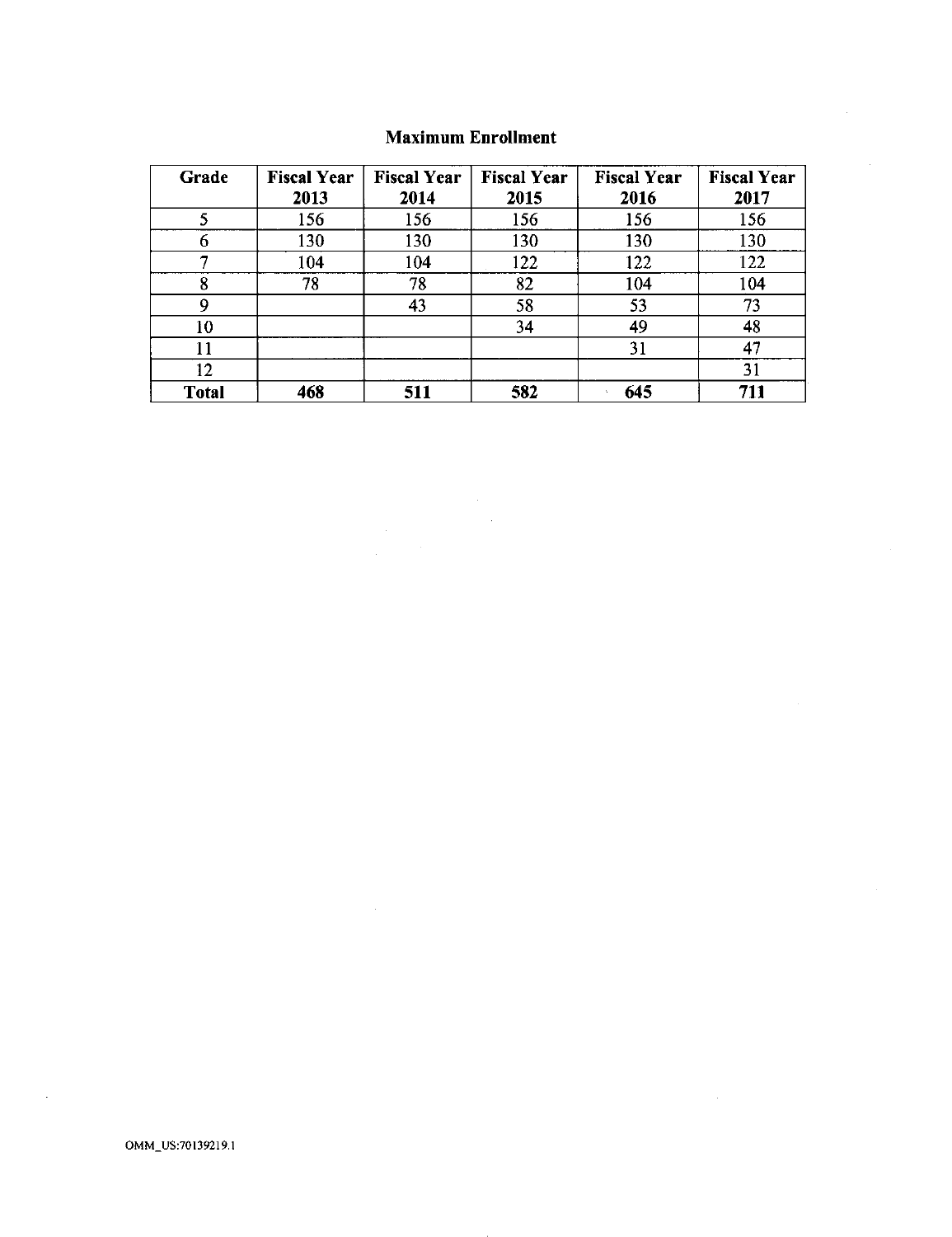**Maximum Enrollment**

| Grade | Fiscal Year 2013 | Fiscal Year 2014 | Fiscal Year 2015 | Fiscal Year 2016 | Fiscal Year 2017 |
|---|---|---|---|---|---|
| 5 | 156 | 156 | 156 | 156 | 156 |
| 6 | 130 | 130 | 130 | 130 | 130 |
| 7 | 104 | 104 | 122 | 122 | 122 |
| 8 | 78 | 78 | 82 | 104 | 104 |
| 9 | | 43 | 58 | 53 | 73 |
| 10 | | | 34 | 49 | 48 |
| 11 | | | | 31 | 47 |
| 12 | | | | | 31 |
| **Total** | **468** | **511** | **582** | **645** | **711** |

OMM_US:70139219.1